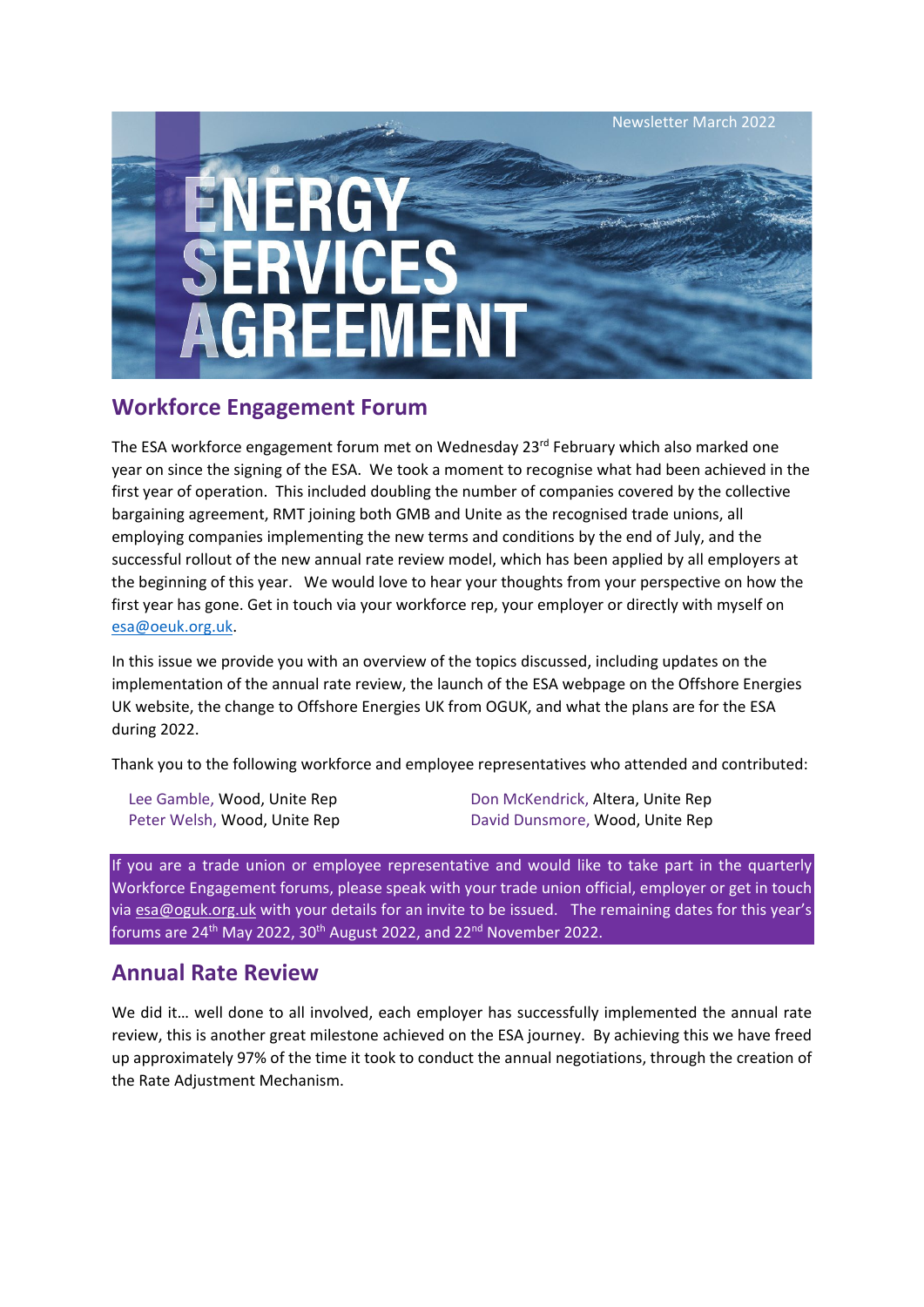Newsletter March 2022

# ENERGY SERVICES AGREEMENT

## Workforce Engagement Forum

The ESA workforce engagement forum met on Wednesday 23rd February which also marked one year on since the signing of the ESA. We took a moment to recognise what had been achieved in the first year of operation. This included doubling the number of companies covered by the collective bargaining agreement, RMT joining both GMB and Unite as the recognised trade unions, all employing companies implementing the new terms and conditions by the end of July, and the successful rollout of the new annual rate review model, which has been applied by all employers at the beginning of this year. We would love to hear your thoughts from your perspective on how the first year has gone. Get in touch via your workforce rep, your employer or directly with myself on esa@oeuk.org.uk.

In this issue we provide you with an overview of the topics discussed, including updates on the implementation of the annual rate review, the launch of the ESA webpage on the Offshore Energies UK website, the change to Offshore Energies UK from OGUK, and what the plans are for the ESA during 2022.

Thank you to the following workforce and employee representatives who attended and contributed:

- Lee Gamble, Wood, Unite Rep
- Peter Welsh, Wood, Unite Rep
- Don McKendrick, Altera, Unite Rep
- David Dunsmore, Wood, Unite Rep

If you are a trade union or employee representative and would like to take part in the quarterly Workforce Engagement forums, please speak with your trade union official, employer or get in touch via esa@oguk.org.uk with your details for an invite to be issued. The remaining dates for this year's forums are 24th May 2022, 30th August 2022, and 22nd November 2022.

## Annual Rate Review

We did it… well done to all involved, each employer has successfully implemented the annual rate review, this is another great milestone achieved on the ESA journey. By achieving this we have freed up approximately 97% of the time it took to conduct the annual negotiations, through the creation of the Rate Adjustment Mechanism.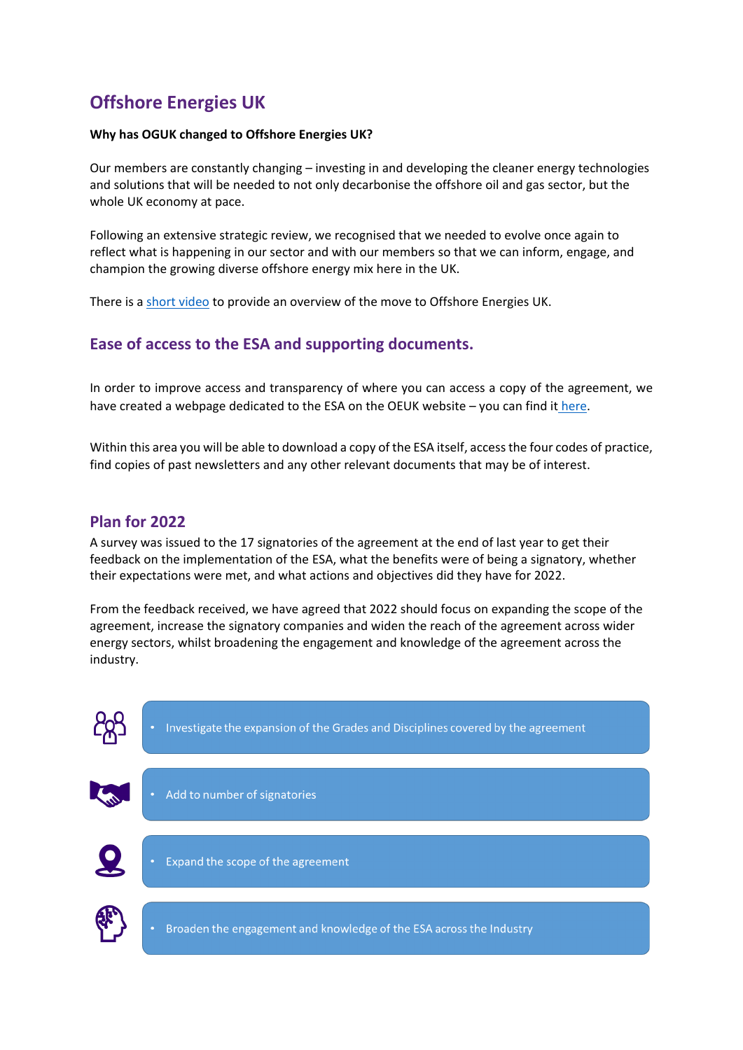## Offshore Energies UK

**Why has OGUK changed to Offshore Energies UK?**

Our members are constantly changing – investing in and developing the cleaner energy technologies and solutions that will be needed to not only decarbonise the offshore oil and gas sector, but the whole UK economy at pace.

Following an extensive strategic review, we recognised that we needed to evolve once again to reflect what is happening in our sector and with our members so that we can inform, engage, and champion the growing diverse offshore energy mix here in the UK.

There is a short video to provide an overview of the move to Offshore Energies UK.

## Ease of access to the ESA and supporting documents.

In order to improve access and transparency of where you can access a copy of the agreement, we have created a webpage dedicated to the ESA on the OEUK website – you can find it here.

Within this area you will be able to download a copy of the ESA itself, access the four codes of practice, find copies of past newsletters and any other relevant documents that may be of interest.

## Plan for 2022

A survey was issued to the 17 signatories of the agreement at the end of last year to get their feedback on the implementation of the ESA, what the benefits were of being a signatory, whether their expectations were met, and what actions and objectives did they have for 2022.

From the feedback received, we have agreed that 2022 should focus on expanding the scope of the agreement, increase the signatory companies and widen the reach of the agreement across wider energy sectors, whilst broadening the engagement and knowledge of the agreement across the industry.

- Investigate the expansion of the Grades and Disciplines covered by the agreement
- Add to number of signatories
- Expand the scope of the agreement
- Broaden the engagement and knowledge of the ESA across the Industry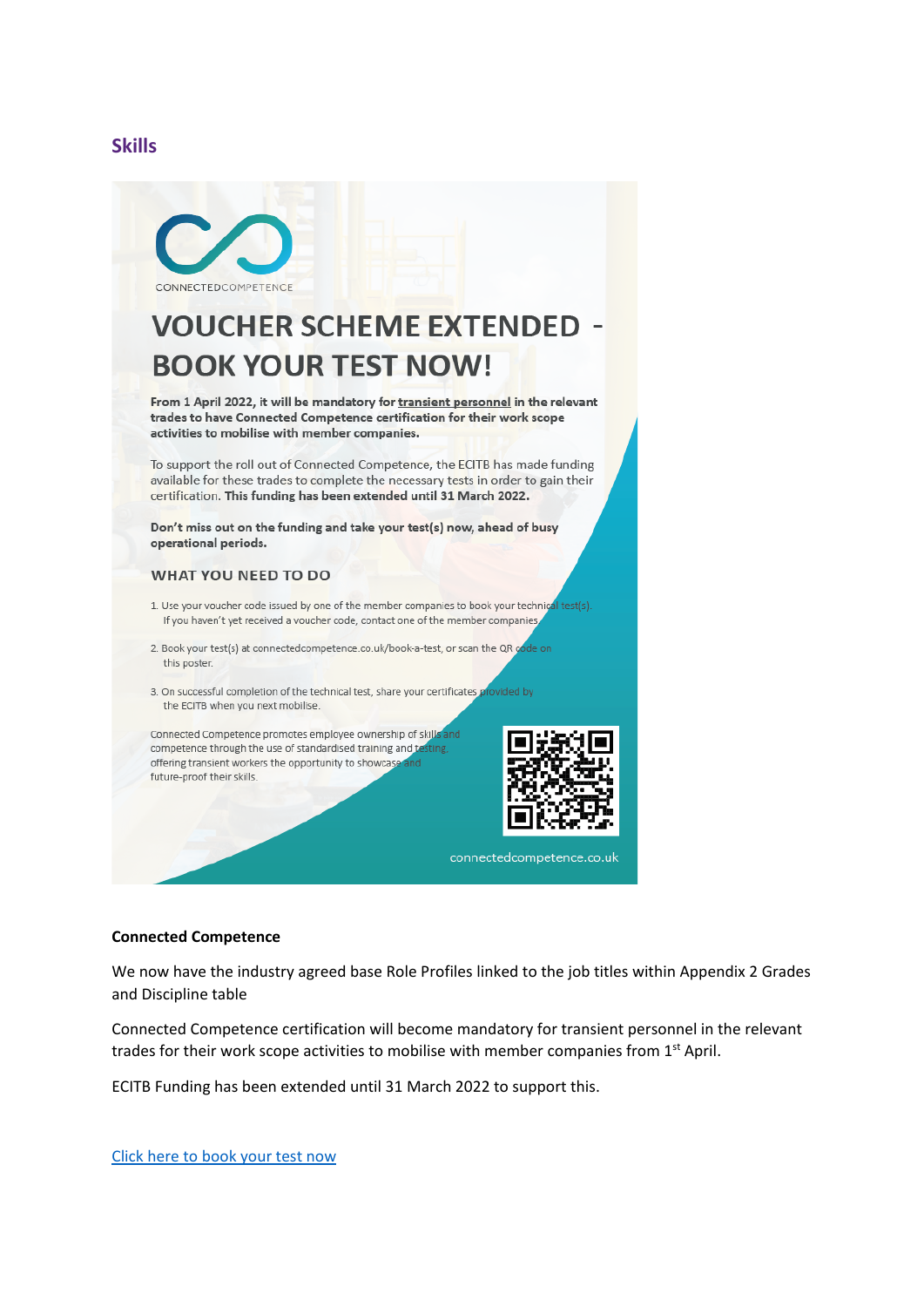## Skills

CONNECTEDCOMPETENCE

# VOUCHER SCHEME EXTENDED - BOOK YOUR TEST NOW!

**From 1 April 2022, it will be mandatory for transient personnel in the relevant trades to have Connected Competence certification for their work scope activities to mobilise with member companies.**

To support the roll out of Connected Competence, the ECITB has made funding available for these trades to complete the necessary tests in order to gain their certification. **This funding has been extended until 31 March 2022.**

**Don't miss out on the funding and take your test(s) now, ahead of busy operational periods.**

### WHAT YOU NEED TO DO

1. Use your voucher code issued by one of the member companies to book your technical test(s). If you haven't yet received a voucher code, contact one of the member companies.
2. Book your test(s) at connectedcompetence.co.uk/book-a-test, or scan the QR code on this poster.
3. On successful completion of the technical test, share your certificates provided by the ECITB when you next mobilise.

Connected Competence promotes employee ownership of skills and competence through the use of standardised training and testing, offering transient workers the opportunity to showcase and future-proof their skills.

connectedcompetence.co.uk

**Connected Competence**

We now have the industry agreed base Role Profiles linked to the job titles within Appendix 2 Grades and Discipline table

Connected Competence certification will become mandatory for transient personnel in the relevant trades for their work scope activities to mobilise with member companies from 1st April.

ECITB Funding has been extended until 31 March 2022 to support this.

[Click here to book your test now]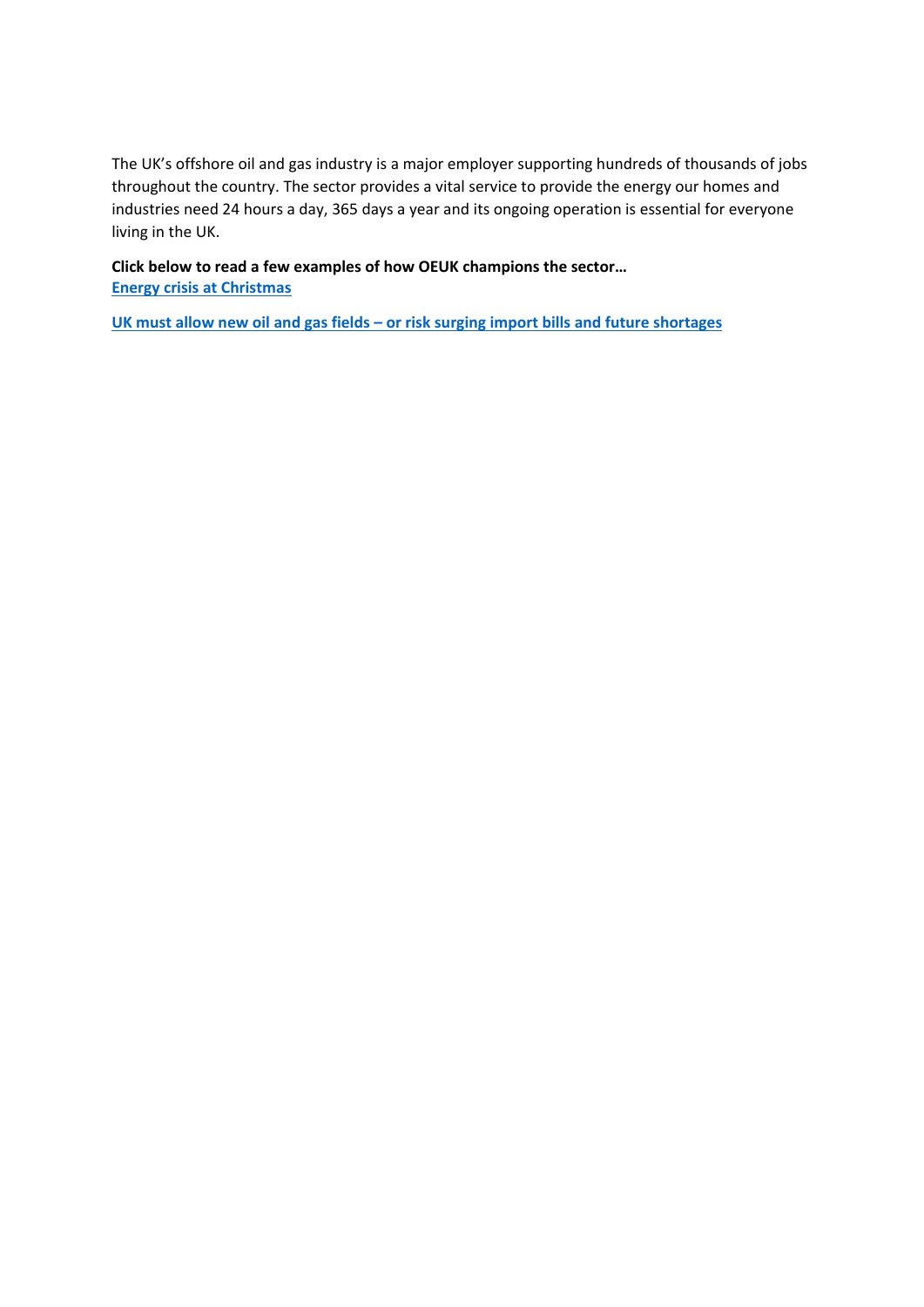The UK's offshore oil and gas industry is a major employer supporting hundreds of thousands of jobs throughout the country. The sector provides a vital service to provide the energy our homes and industries need 24 hours a day, 365 days a year and its ongoing operation is essential for everyone living in the UK.

**Click below to read a few examples of how OEUK champions the sector…**
**Energy crisis at Christmas**

**UK must allow new oil and gas fields – or risk surging import bills and future shortages**